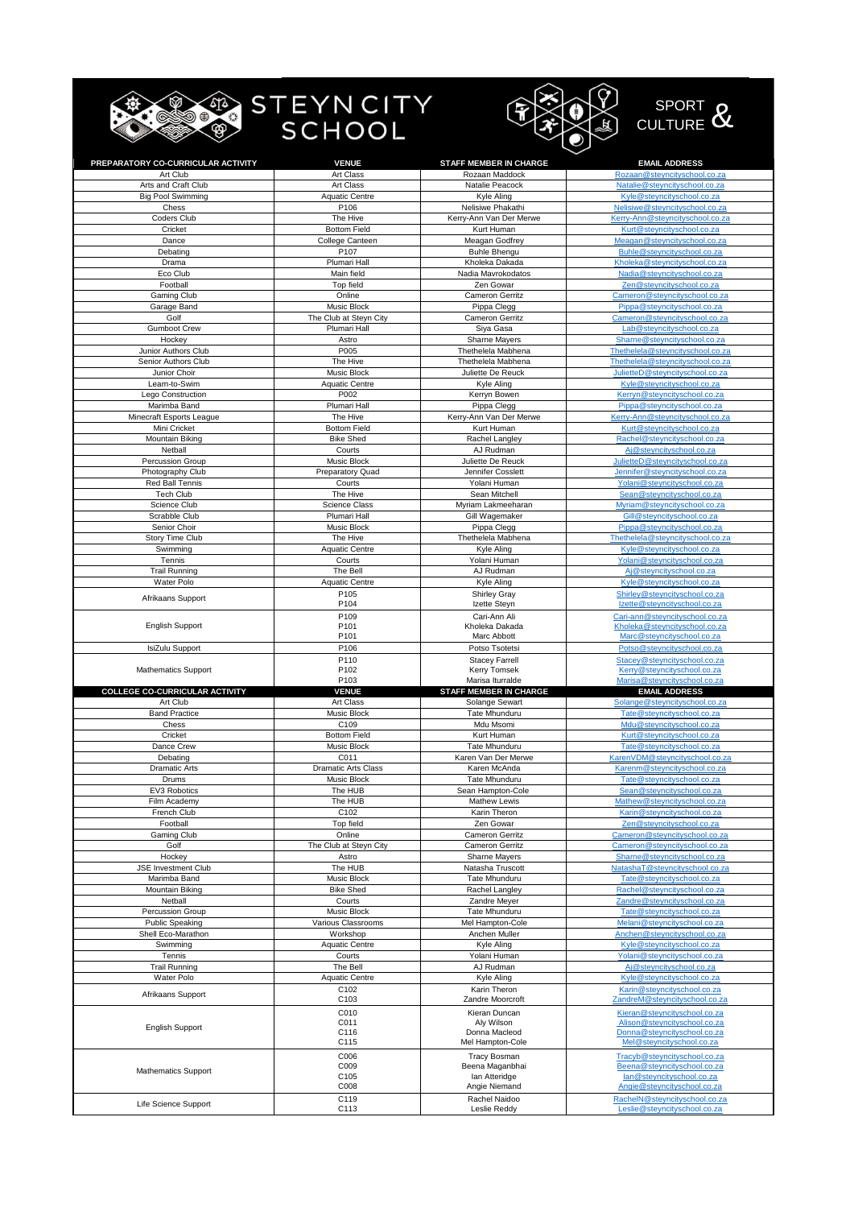# STEYN CITY SCHOOL

## SPORT & CULTURE

| PREPARATORY CO-CURRICULAR ACTIVITY | VENUE | STAFF MEMBER IN CHARGE | EMAIL ADDRESS |
|---|---|---|---|
| Art Club | Art Class | Rozaan Maddock | Rozaan@steyncityschool.co.za |
| Arts and Craft Club | Art Class | Natalie Peacock | Natalie@steyncityschool.co.za |
| Big Pool Swimming | Aquatic Centre | Kyle Aling | Kyle@steyncityschool.co.za |
| Chess | P106 | Nelisiwe Phakathi | Nelisiwe@steyncityschool.co.za |
| Coders Club | The Hive | Kerry-Ann Van Der Merwe | Kerry-Ann@steyncityschool.co.za |
| Cricket | Bottom Field | Kurt Human | Kurt@steyncityschool.co.za |
| Dance | College Canteen | Meagan Godfrey | Meagan@steyncityschool.co.za |
| Debating | P107 | Buhle Bhengu | Buhle@steyncityschool.co.za |
| Drama | Plumari Hall | Kholeka Dakada | Kholeka@steyncityschool.co.za |
| Eco Club | Main field | Nadia Mavrokodatos | Nadia@steyncityschool.co.za |
| Football | Top field | Zen Gowar | Zen@steyncityschool.co.za |
| Gaming Club | Online | Cameron Gerritz | Cameron@steyncityschool.co.za |
| Garage Band | Music Block | Pippa Clegg | Pippa@steyncityschool.co.za |
| Golf | The Club at Steyn City | Cameron Gerritz | Cameron@steyncityschool.co.za |
| Gumboot Crew | Plumari Hall | Siya Gasa | Lab@steyncityschool.co.za |
| Hockey | Astro | Sharne Mayers | Sharne@steyncityschool.co.za |
| Junior Authors Club | P005 | Thethelela Mabhena | Thethelela@steyncityschool.co.za |
| Senior Authors Club | The Hive | Thethelela Mabhena | Thethelela@steyncityschool.co.za |
| Junior Choir | Music Block | Juliette De Reuck | JulietteD@steyncityschool.co.za |
| Learn-to-Swim | Aquatic Centre | Kyle Aling | Kyle@steyncityschool.co.za |
| Lego Construction | P002 | Kerryn Bowen | Kerryn@steyncityschool.co.za |
| Marimba Band | Plumari Hall | Pippa Clegg | Pippa@steyncityschool.co.za |
| Minecraft Esports League | The Hive | Kerry-Ann Van Der Merwe | Kerry-Ann@steyncityschool.co.za |
| Mini Cricket | Bottom Field | Kurt Human | Kurt@steyncityschool.co.za |
| Mountain Biking | Bike Shed | Rachel Langley | Rachel@steyncityschool.co.za |
| Netball | Courts | AJ Rudman | Aj@steyncityschool.co.za |
| Percussion Group | Music Block | Juliette De Reuck | JulietteD@steyncityschool.co.za |
| Photography Club | Preparatory Quad | Jennifer Cosslett | Jennifer@steyncityschool.co.za |
| Red Ball Tennis | Courts | Yolani Human | Yolani@steyncityschool.co.za |
| Tech Club | The Hive | Sean Mitchell | Sean@steyncityschool.co.za |
| Science Club | Science Class | Myriam Lakmeeharan | Myriam@steyncityschool.co.za |
| Scrabble Club | Plumari Hall | Gill Wagemaker | Gill@steyncityschool.co.za |
| Senior Choir | Music Block | Pippa Clegg | Pippa@steyncityschool.co.za |
| Story Time Club | The Hive | Thethelela Mabhena | Thethelela@steyncityschool.co.za |
| Swimming | Aquatic Centre | Kyle Aling | Kyle@steyncityschool.co.za |
| Tennis | Courts | Yolani Human | Yolani@steyncityschool.co.za |
| Trail Running | The Bell | AJ Rudman | Aj@steyncityschool.co.za |
| Water Polo | Aquatic Centre | Kyle Aling | Kyle@steyncityschool.co.za |
| Afrikaans Support | P105<br>P104 | Shirley Gray<br>Izette Steyn | Shirley@steyncityschool.co.za<br>Izette@steyncityschool.co.za |
| English Support | P109<br>P101<br>P101 | Cari-Ann Ali<br>Kholeka Dakada<br>Marc Abbott | Cari-ann@steyncityschool.co.za<br>Kholeka@steyncityschool.co.za<br>Marc@steyncityschool.co.za |
| IsiZulu Support | P106 | Potso Tsotetsi | Potso@steyncityschool.co.za |
| Mathematics Support | P110<br>P102<br>P103 | Stacey Farrell<br>Kerry Tomsek<br>Marisa Iturralde | Stacey@steyncityschool.co.za<br>Kerry@steyncityschool.co.za<br>Marisa@steyncityschool.co.za |

| COLLEGE CO-CURRICULAR ACTIVITY | VENUE | STAFF MEMBER IN CHARGE | EMAIL ADDRESS |
|---|---|---|---|
| Art Club | Art Class | Solange Sewart | Solange@steyncityschool.co.za |
| Band Practice | Music Block | Tate Mhunduru | Tate@steyncityschool.co.za |
| Chess | C109 | Mdu Msomi | Mdu@steyncityschool.co.za |
| Cricket | Bottom Field | Kurt Human | Kurt@steyncityschool.co.za |
| Dance Crew | Music Block | Tate Mhunduru | Tate@steyncityschool.co.za |
| Debating | C011 | Karen Van Der Merwe | KarenVDM@steyncityschool.co.za |
| Dramatic Arts | Dramatic Arts Class | Karen McAnda | Karenm@steyncityschool.co.za |
| Drums | Music Block | Tate Mhunduru | Tate@steyncityschool.co.za |
| EV3 Robotics | The HUB | Sean Hampton-Cole | Sean@steyncityschool.co.za |
| Film Academy | The HUB | Mathew Lewis | Mathew@steyncityschool.co.za |
| French Club | C102 | Karin Theron | Karin@steyncityschool.co.za |
| Football | Top field | Zen Gowar | Zen@steyncityschool.co.za |
| Gaming Club | Online | Cameron Gerritz | Cameron@steyncityschool.co.za |
| Golf | The Club at Steyn City | Cameron Gerritz | Cameron@steyncityschool.co.za |
| Hockey | Astro | Sharne Mayers | Sharne@steyncityschool.co.za |
| JSE Investment Club | The HUB | Natasha Truscott | NatashaT@steyncityschool.co.za |
| Marimba Band | Music Block | Tate Mhunduru | Tate@steyncityschool.co.za |
| Mountain Biking | Bike Shed | Rachel Langley | Rachel@steyncityschool.co.za |
| Netball | Courts | Zandre Meyer | Zandre@steyncityschool.co.za |
| Percussion Group | Music Block | Tate Mhunduru | Tate@steyncityschool.co.za |
| Public Speaking | Various Classrooms | Mel Hampton-Cole | Melani@steyncityschool.co.za |
| Shell Eco-Marathon | Workshop | Anchen Muller | Anchen@steyncityschool.co.za |
| Swimming | Aquatic Centre | Kyle Aling | Kyle@steyncityschool.co.za |
| Tennis | Courts | Yolani Human | Yolani@steyncityschool.co.za |
| Trail Running | The Bell | AJ Rudman | Aj@steyncityschool.co.za |
| Water Polo | Aquatic Centre | Kyle Aling | Kyle@steyncityschool.co.za |
| Afrikaans Support | C102<br>C103 | Karin Theron<br>Zandre Moorcroft | Karin@steyncityschool.co.za<br>ZandreM@steyncityschool.co.za |
| English Support | C010<br>C011<br>C116<br>C115 | Kieran Duncan<br>Aly Wilson<br>Donna Macleod<br>Mel Hampton-Cole | Kieran@steyncityschool.co.za<br>Alison@steyncityschool.co.za<br>Donna@steyncityschool.co.za<br>Mel@steyncityschool.co.za |
| Mathematics Support | C006<br>C009<br>C105<br>C008 | Tracy Bosman<br>Beena Maganbhai<br>Ian Atteridge<br>Angie Niemand | Tracyb@steyncityschool.co.za<br>Beena@steyncityschool.co.za<br>Ian@steyncityschool.co.za<br>Angie@steyncityschool.co.za |
| Life Science Support | C119<br>C113 | Rachel Naidoo<br>Leslie Reddy | RachelN@steyncityschool.co.za<br>Leslie@steyncityschool.co.za |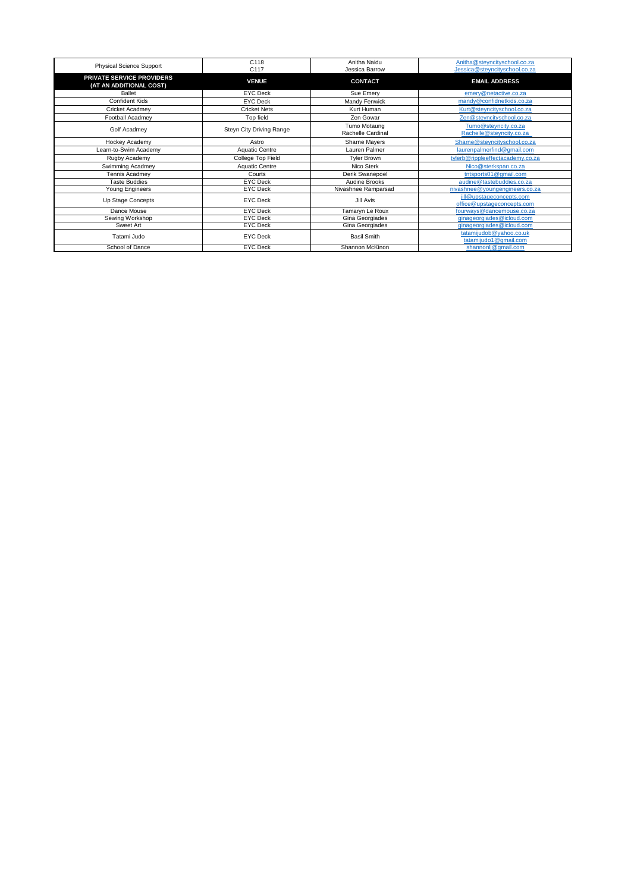| | | | |
|---|---|---|---|
| Physical Science Support | C118<br>C117 | Anitha Naidu<br>Jessica Barrow | Anitha@steyncityschool.co.za<br>Jessica@steyncityschool.co.za |
| **PRIVATE SERVICE PROVIDERS (AT AN ADDITIONAL COST)** | **VENUE** | **CONTACT** | **EMAIL ADDRESS** |
| Ballet | EYC Deck | Sue Emery | emery@netactive.co.za |
| Confident Kids | EYC Deck | Mandy Fenwick | mandy@confidnetkids.co.za |
| Cricket Acadmey | Cricket Nets | Kurt Human | Kurt@steyncityschool.co.za |
| Football Acadmey | Top field | Zen Gowar | Zen@steyncityschool.co.za |
| Golf Acadmey | Steyn City Driving Range | Tumo Motaung<br>Rachelle Cardinal | Tumo@steyncity.co.za<br>Rachelle@steyncity.co.za |
| Hockey Academy | Astro | Sharne Mayers | Sharne@steyncityschool.co.za |
| Learn-to-Swim Academy | Aquatic Centre | Lauren Palmer | laurenpalmerfind@gmail.com |
| Rugby Academy | College Top Field | Tyler Brown | tylerb@rippleeffectacademy.co.za |
| Swimming Acadmey | Aquatic Centre | Nico Sterk | Nico@sterkspan.co.za |
| Tennis Acadmey | Courts | Derik Swanepoel | tntsports01@gmail.com |
| Taste Buddies | EYC Deck | Audine Brooks | audine@tastebuddies.co.za |
| Young Engineers | EYC Deck | Nivashnee Ramparsad | nivashnee@youngengineers.co.za |
| Up Stage Concepts | EYC Deck | Jill Avis | jill@upstageconcepts.com<br>office@upstageconcepts.com |
| Dance Mouse | EYC Deck | Tamaryn Le Roux | fourways@dancemouse.co.za |
| Sewing Workshop | EYC Deck | Gina Georgiades | ginageorgiades@icloud.com |
| Sweet Art | EYC Deck | Gina Georgiades | ginageorgiades@icloud.com |
| Tatami Judo | EYC Deck | Basil Smith | tatamijudob@yahoo.co.uk<br>tatamijudo1@gmail.com |
| School of Dance | EYC Deck | Shannon McKinon | shannonlj@gmail.com |